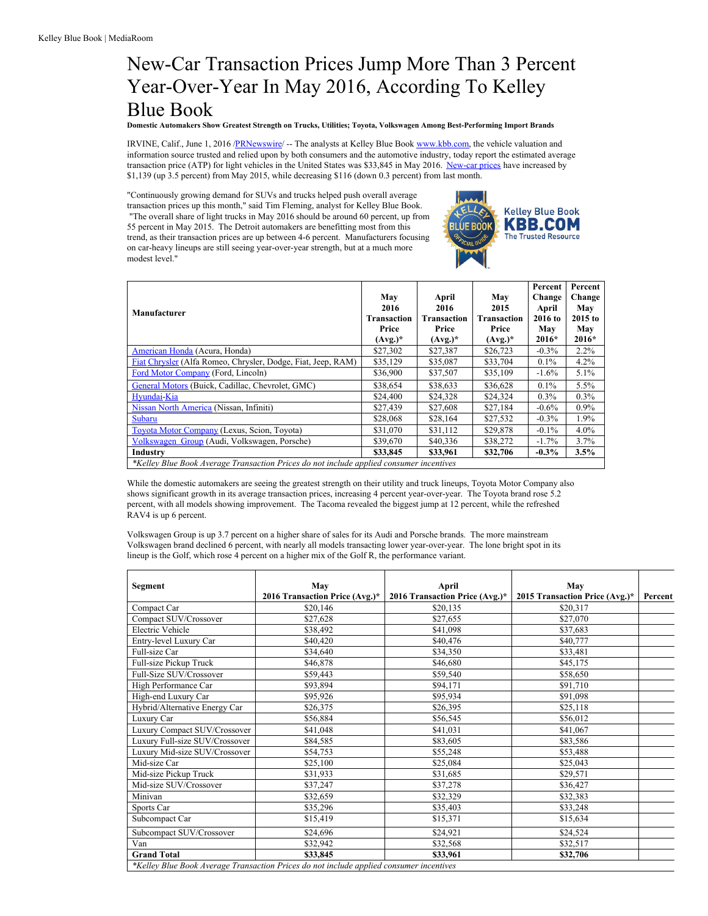# New-Car Transaction Prices Jump More Than 3 Percent Year-Over-Year In May 2016, According To Kelley Blue Book

**Domestic Automakers Show Greatest Strength on Trucks, Utilities; Toyota, Volkswagen Among Best-Performing Import Brands**

IRVINE, Calif., June 1, 2016 /PRNewswire/ -- The analysts at Kelley Blue Book www.kbb.com, the vehicle valuation and information source trusted and relied upon by both consumers and the automotive industry, today report the estimated average transaction price (ATP) for light vehicles in the United States was $33,845 in May 2016. New-car prices have increased by $1,139 (up 3.5 percent) from May 2015, while decreasing $116 (down 0.3 percent) from last month.

"Continuously growing demand for SUVs and trucks helped push overall average transaction prices up this month," said Tim Fleming, analyst for Kelley Blue Book. "The overall share of light trucks in May 2016 should be around 60 percent, up from 55 percent in May 2015. The Detroit automakers are benefitting most from this trend, as their transaction prices are up between 4-6 percent. Manufacturers focusing on car-heavy lineups are still seeing year-over-year strength, but at a much more modest level."

| Manufacturer | May 2016 Transaction Price (Avg.)* | April 2016 Transaction Price (Avg.)* | May 2015 Transaction Price (Avg.)* | Percent Change April 2016 to May 2016* | Percent Change May 2015 to May 2016* |
|---|---|---|---|---|---|
| American Honda (Acura, Honda) | $27,302 | $27,387 | $26,723 | -0.3% | 2.2% |
| Fiat Chrysler (Alfa Romeo, Chrysler, Dodge, Fiat, Jeep, RAM) | $35,129 | $35,087 | $33,704 | 0.1% | 4.2% |
| Ford Motor Company (Ford, Lincoln) | $36,900 | $37,507 | $35,109 | -1.6% | 5.1% |
| General Motors (Buick, Cadillac, Chevrolet, GMC) | $38,654 | $38,633 | $36,628 | 0.1% | 5.5% |
| Hyundai-Kia | $24,400 | $24,328 | $24,324 | 0.3% | 0.3% |
| Nissan North America (Nissan, Infiniti) | $27,439 | $27,608 | $27,184 | -0.6% | 0.9% |
| Subaru | $28,068 | $28,164 | $27,532 | -0.3% | 1.9% |
| Toyota Motor Company (Lexus, Scion, Toyota) | $31,070 | $31,112 | $29,878 | -0.1% | 4.0% |
| Volkswagen Group (Audi, Volkswagen, Porsche) | $39,670 | $40,336 | $38,272 | -1.7% | 3.7% |
| **Industry** | **$33,845** | **$33,961** | **$32,706** | **-0.3%** | **3.5%** |

*Kelley Blue Book Average Transaction Prices do not include applied consumer incentives*

While the domestic automakers are seeing the greatest strength on their utility and truck lineups, Toyota Motor Company also shows significant growth in its average transaction prices, increasing 4 percent year-over-year. The Toyota brand rose 5.2 percent, with all models showing improvement. The Tacoma revealed the biggest jump at 12 percent, while the refreshed RAV4 is up 6 percent.

Volkswagen Group is up 3.7 percent on a higher share of sales for its Audi and Porsche brands. The more mainstream Volkswagen brand declined 6 percent, with nearly all models transacting lower year-over-year. The lone bright spot in its lineup is the Golf, which rose 4 percent on a higher mix of the Golf R, the performance variant.

| Segment | May 2016 Transaction Price (Avg.)* | April 2016 Transaction Price (Avg.)* | May 2015 Transaction Price (Avg.)* | Percent |
|---|---|---|---|---|
| Compact Car | $20,146 | $20,135 | $20,317 | |
| Compact SUV/Crossover | $27,628 | $27,655 | $27,070 | |
| Electric Vehicle | $38,492 | $41,098 | $37,683 | |
| Entry-level Luxury Car | $40,420 | $40,476 | $40,777 | |
| Full-size Car | $34,640 | $34,350 | $33,481 | |
| Full-size Pickup Truck | $46,878 | $46,680 | $45,175 | |
| Full-Size SUV/Crossover | $59,443 | $59,540 | $58,650 | |
| High Performance Car | $93,894 | $94,171 | $91,710 | |
| High-end Luxury Car | $95,926 | $95,934 | $91,098 | |
| Hybrid/Alternative Energy Car | $26,375 | $26,395 | $25,118 | |
| Luxury Car | $56,884 | $56,545 | $56,012 | |
| Luxury Compact SUV/Crossover | $41,048 | $41,031 | $41,067 | |
| Luxury Full-size SUV/Crossover | $84,585 | $83,605 | $83,586 | |
| Luxury Mid-size SUV/Crossover | $54,753 | $55,248 | $53,488 | |
| Mid-size Car | $25,100 | $25,084 | $25,043 | |
| Mid-size Pickup Truck | $31,933 | $31,685 | $29,571 | |
| Mid-size SUV/Crossover | $37,247 | $37,278 | $36,427 | |
| Minivan | $32,659 | $32,329 | $32,383 | |
| Sports Car | $35,296 | $35,403 | $33,248 | |
| Subcompact Car | $15,419 | $15,371 | $15,634 | |
| Subcompact SUV/Crossover | $24,696 | $24,921 | $24,524 | |
| Van | $32,942 | $32,568 | $32,517 | |
| **Grand Total** | **$33,845** | **$33,961** | **$32,706** | |

*Kelley Blue Book Average Transaction Prices do not include applied consumer incentives*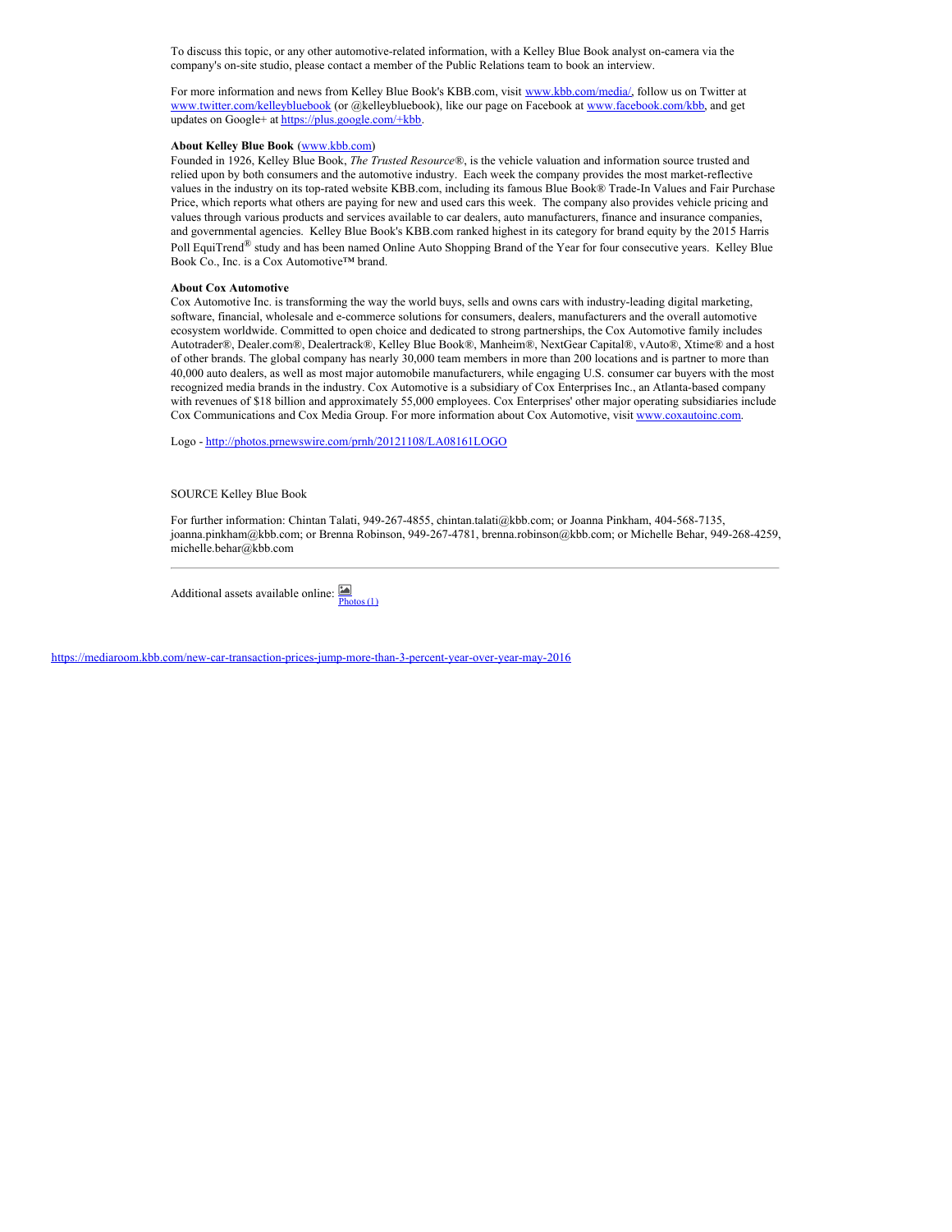To discuss this topic, or any other automotive-related information, with a Kelley Blue Book analyst on-camera via the company's on-site studio, please contact a member of the Public Relations team to book an interview.

For more information and news from Kelley Blue Book's KBB.com, visit www.kbb.com/media/, follow us on Twitter at www.twitter.com/kelleybluebook (or @kelleybluebook), like our page on Facebook at www.facebook.com/kbb, and get updates on Google+ at https://plus.google.com/+kbb.

**About Kelley Blue Book** (www.kbb.com)
Founded in 1926, Kelley Blue Book, *The Trusted Resource*®, is the vehicle valuation and information source trusted and relied upon by both consumers and the automotive industry. Each week the company provides the most market-reflective values in the industry on its top-rated website KBB.com, including its famous Blue Book® Trade-In Values and Fair Purchase Price, which reports what others are paying for new and used cars this week. The company also provides vehicle pricing and values through various products and services available to car dealers, auto manufacturers, finance and insurance companies, and governmental agencies. Kelley Blue Book's KBB.com ranked highest in its category for brand equity by the 2015 Harris Poll EquiTrend® study and has been named Online Auto Shopping Brand of the Year for four consecutive years. Kelley Blue Book Co., Inc. is a Cox Automotive™ brand.

**About Cox Automotive**
Cox Automotive Inc. is transforming the way the world buys, sells and owns cars with industry-leading digital marketing, software, financial, wholesale and e-commerce solutions for consumers, dealers, manufacturers and the overall automotive ecosystem worldwide. Committed to open choice and dedicated to strong partnerships, the Cox Automotive family includes Autotrader®, Dealer.com®, Dealertrack®, Kelley Blue Book®, Manheim®, NextGear Capital®, vAuto®, Xtime® and a host of other brands. The global company has nearly 30,000 team members in more than 200 locations and is partner to more than 40,000 auto dealers, as well as most major automobile manufacturers, while engaging U.S. consumer car buyers with the most recognized media brands in the industry. Cox Automotive is a subsidiary of Cox Enterprises Inc., an Atlanta-based company with revenues of $18 billion and approximately 55,000 employees. Cox Enterprises' other major operating subsidiaries include Cox Communications and Cox Media Group. For more information about Cox Automotive, visit www.coxautoinc.com.

Logo - http://photos.prnewswire.com/prnh/20121108/LA08161LOGO

SOURCE Kelley Blue Book

For further information: Chintan Talati, 949-267-4855, chintan.talati@kbb.com; or Joanna Pinkham, 404-568-7135, joanna.pinkham@kbb.com; or Brenna Robinson, 949-267-4781, brenna.robinson@kbb.com; or Michelle Behar, 949-268-4259, michelle.behar@kbb.com

---

Additional assets available online: Photos (1)

https://mediaroom.kbb.com/new-car-transaction-prices-jump-more-than-3-percent-year-over-year-may-2016